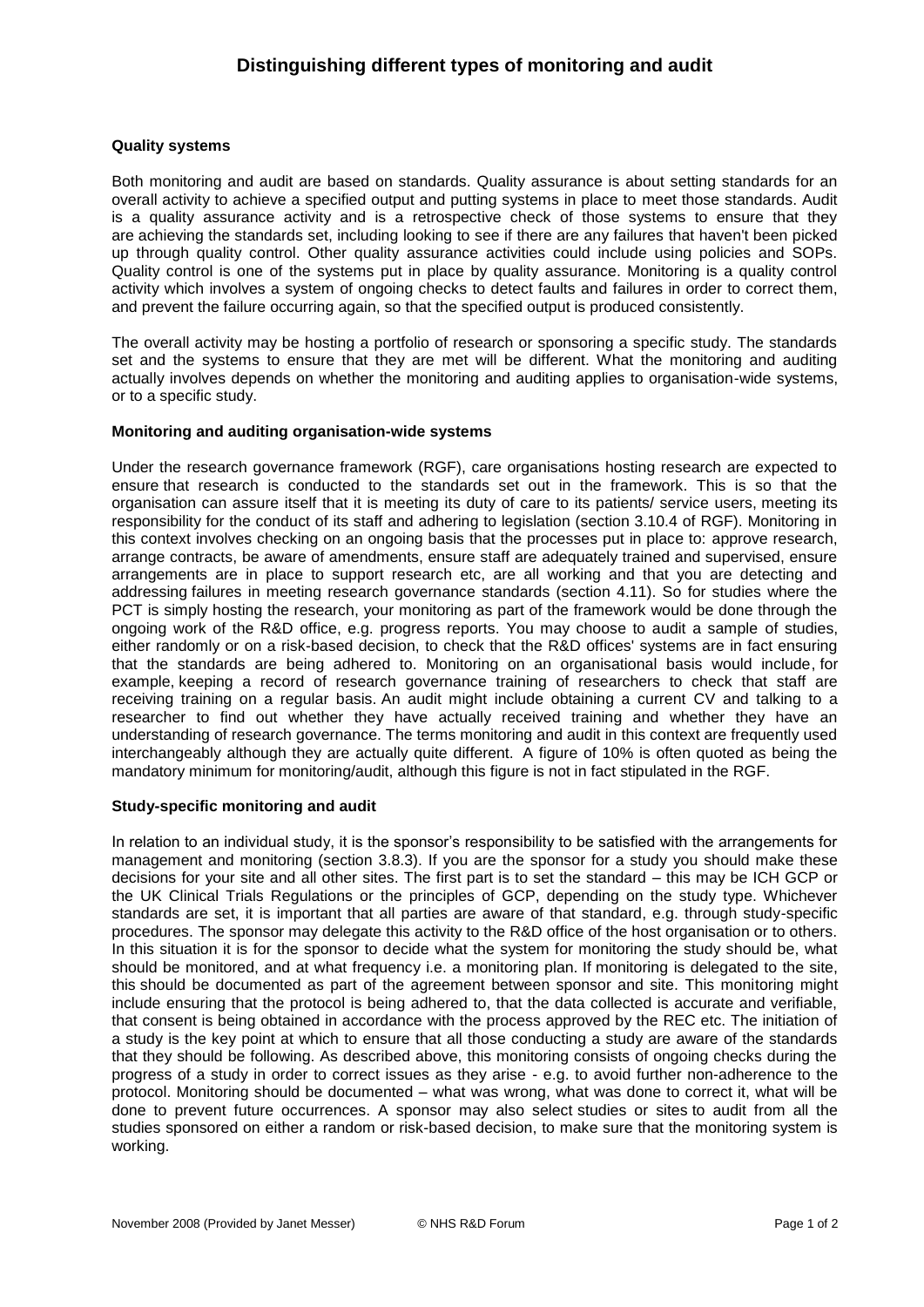# Distinguishing different types of monitoring and audit

## Quality systems

Both monitoring and audit are based on standards. Quality assurance is about setting standards for an overall activity to achieve a specified output and putting systems in place to meet those standards. Audit is a quality assurance activity and is a retrospective check of those systems to ensure that they are achieving the standards set, including looking to see if there are any failures that haven't been picked up through quality control. Other quality assurance activities could include using policies and SOPs. Quality control is one of the systems put in place by quality assurance. Monitoring is a quality control activity which involves a system of ongoing checks to detect faults and failures in order to correct them, and prevent the failure occurring again, so that the specified output is produced consistently.

The overall activity may be hosting a portfolio of research or sponsoring a specific study. The standards set and the systems to ensure that they are met will be different. What the monitoring and auditing actually involves depends on whether the monitoring and auditing applies to organisation-wide systems, or to a specific study.

## Monitoring and auditing organisation-wide systems

Under the research governance framework (RGF), care organisations hosting research are expected to ensure that research is conducted to the standards set out in the framework. This is so that the organisation can assure itself that it is meeting its duty of care to its patients/ service users, meeting its responsibility for the conduct of its staff and adhering to legislation (section 3.10.4 of RGF). Monitoring in this context involves checking on an ongoing basis that the processes put in place to: approve research, arrange contracts, be aware of amendments, ensure staff are adequately trained and supervised, ensure arrangements are in place to support research etc, are all working and that you are detecting and addressing failures in meeting research governance standards (section 4.11). So for studies where the PCT is simply hosting the research, your monitoring as part of the framework would be done through the ongoing work of the R&D office, e.g. progress reports. You may choose to audit a sample of studies, either randomly or on a risk-based decision, to check that the R&D offices' systems are in fact ensuring that the standards are being adhered to. Monitoring on an organisational basis would include, for example, keeping a record of research governance training of researchers to check that staff are receiving training on a regular basis. An audit might include obtaining a current CV and talking to a researcher to find out whether they have actually received training and whether they have an understanding of research governance. The terms monitoring and audit in this context are frequently used interchangeably although they are actually quite different. A figure of 10% is often quoted as being the mandatory minimum for monitoring/audit, although this figure is not in fact stipulated in the RGF.

## Study-specific monitoring and audit

In relation to an individual study, it is the sponsor's responsibility to be satisfied with the arrangements for management and monitoring (section 3.8.3). If you are the sponsor for a study you should make these decisions for your site and all other sites. The first part is to set the standard – this may be ICH GCP or the UK Clinical Trials Regulations or the principles of GCP, depending on the study type. Whichever standards are set, it is important that all parties are aware of that standard, e.g. through study-specific procedures. The sponsor may delegate this activity to the R&D office of the host organisation or to others. In this situation it is for the sponsor to decide what the system for monitoring the study should be, what should be monitored, and at what frequency i.e. a monitoring plan. If monitoring is delegated to the site, this should be documented as part of the agreement between sponsor and site. This monitoring might include ensuring that the protocol is being adhered to, that the data collected is accurate and verifiable, that consent is being obtained in accordance with the process approved by the REC etc. The initiation of a study is the key point at which to ensure that all those conducting a study are aware of the standards that they should be following. As described above, this monitoring consists of ongoing checks during the progress of a study in order to correct issues as they arise - e.g. to avoid further non-adherence to the protocol. Monitoring should be documented – what was wrong, what was done to correct it, what will be done to prevent future occurrences. A sponsor may also select studies or sites to audit from all the studies sponsored on either a random or risk-based decision, to make sure that the monitoring system is working.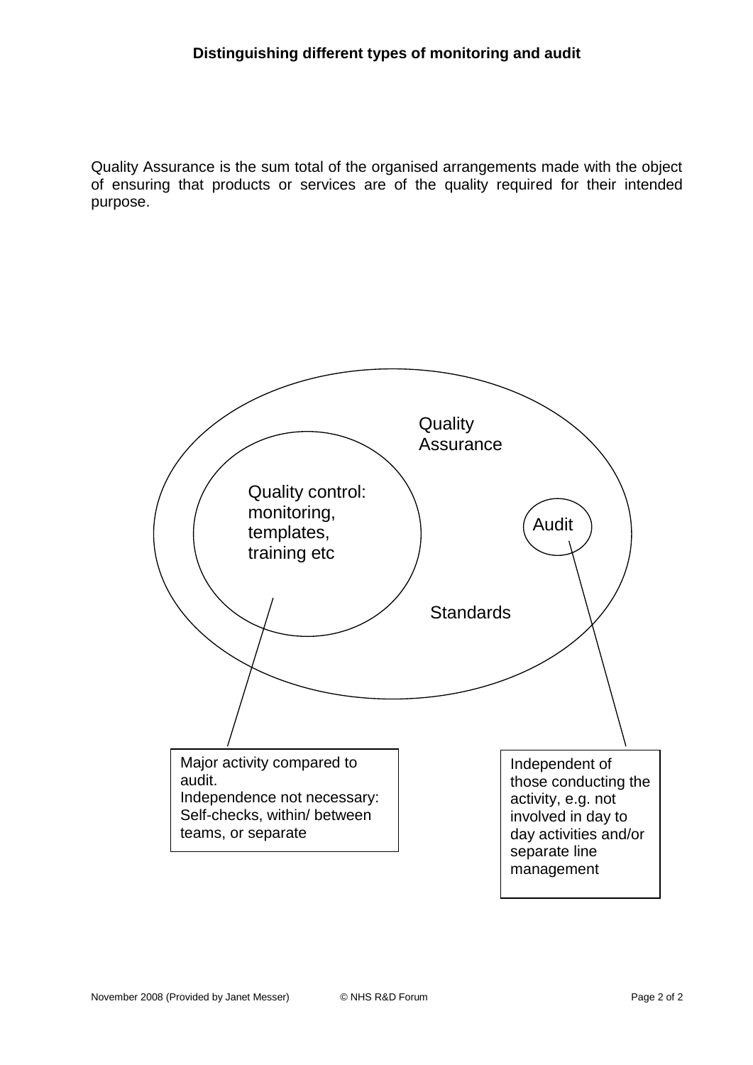**Distinguishing different types of monitoring and audit**

Quality Assurance is the sum total of the organised arrangements made with the object of ensuring that products or services are of the quality required for their intended purpose.

Quality Assurance

Quality control: monitoring, templates, training etc

Audit

Standards

Major activity compared to audit.
Independence not necessary: Self-checks, within/ between teams, or separate

Independent of those conducting the activity, e.g. not involved in day to day activities and/or separate line management

November 2008 (Provided by Janet Messer) © NHS R&D Forum